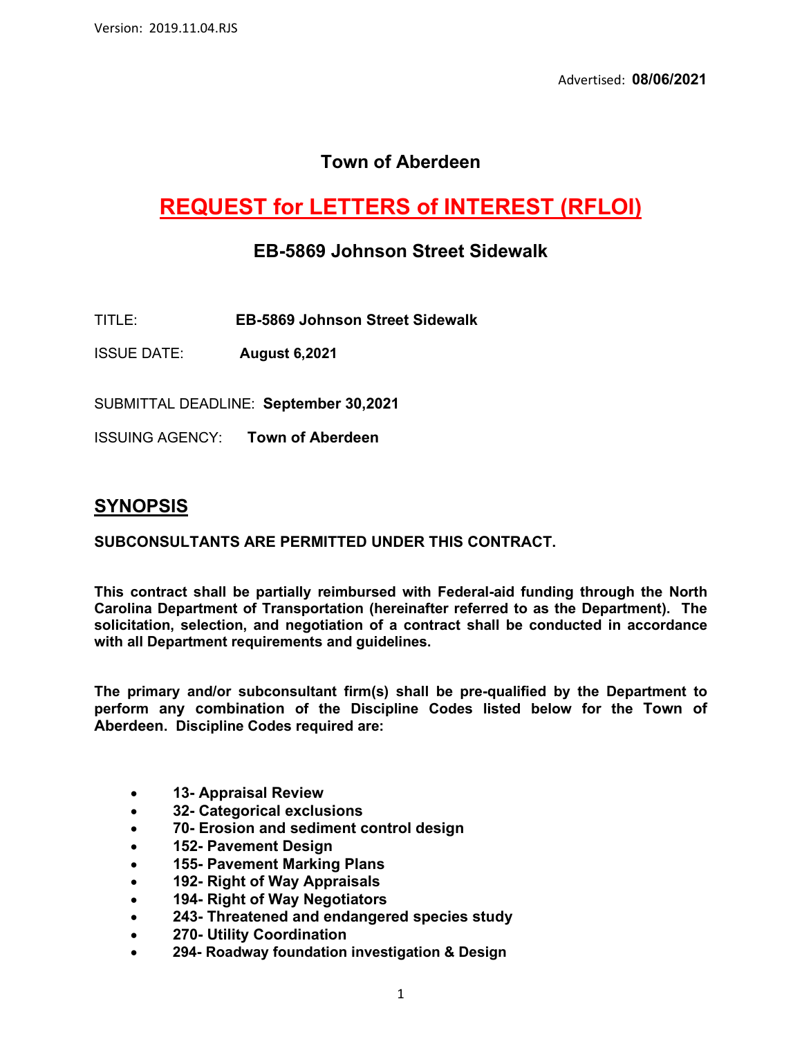Version: 2019.11.04.RJS

Advertised: **08/06/2021**

## Town of Aberdeen

# REQUEST for LETTERS of INTEREST (RFLOI)

## EB-5869 Johnson Street Sidewalk

TITLE: **EB-5869 Johnson Street Sidewalk**

ISSUE DATE: **August 6,2021**

SUBMITTAL DEADLINE: **September 30,2021**

ISSUING AGENCY: **Town of Aberdeen**

## SYNOPSIS

**SUBCONSULTANTS ARE PERMITTED UNDER THIS CONTRACT.**

**This contract shall be partially reimbursed with Federal-aid funding through the North Carolina Department of Transportation (hereinafter referred to as the Department). The solicitation, selection, and negotiation of a contract shall be conducted in accordance with all Department requirements and guidelines.**

**The primary and/or subconsultant firm(s) shall be pre-qualified by the Department to perform any combination of the Discipline Codes listed below for the Town of Aberdeen. Discipline Codes required are:**

- **13- Appraisal Review**
- **32- Categorical exclusions**
- **70- Erosion and sediment control design**
- **152- Pavement Design**
- **155- Pavement Marking Plans**
- **192- Right of Way Appraisals**
- **194- Right of Way Negotiators**
- **243- Threatened and endangered species study**
- **270- Utility Coordination**
- **294- Roadway foundation investigation & Design**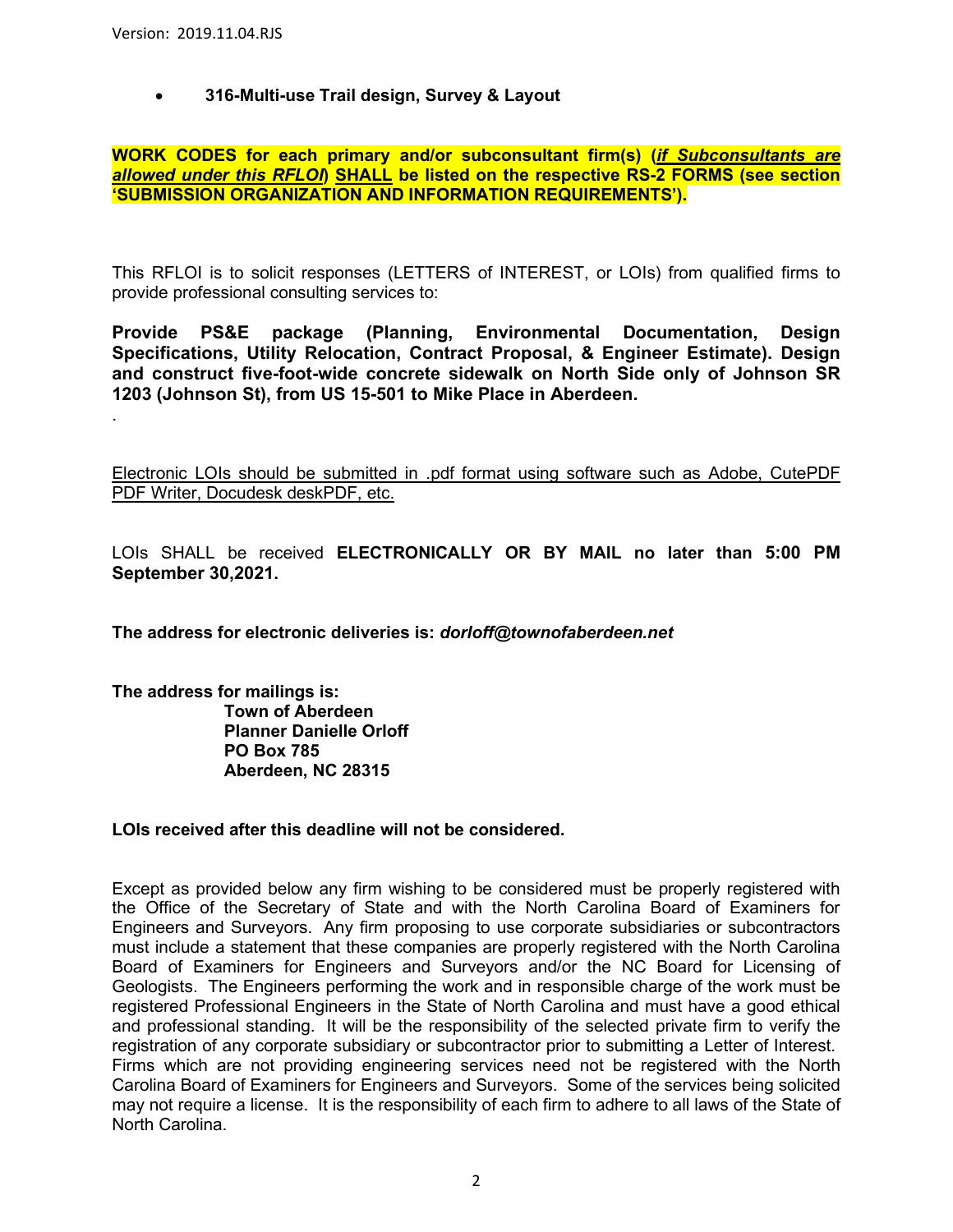- **316-Multi-use Trail design, Survey & Layout**

**WORK CODES for each primary and/or subconsultant firm(s) (*if Subconsultants are allowed under this RFLOI*) SHALL be listed on the respective RS-2 FORMS (see section 'SUBMISSION ORGANIZATION AND INFORMATION REQUIREMENTS').**

This RFLOI is to solicit responses (LETTERS of INTEREST, or LOIs) from qualified firms to provide professional consulting services to:

**Provide PS&E package (Planning, Environmental Documentation, Design Specifications, Utility Relocation, Contract Proposal, & Engineer Estimate). Design and construct five-foot-wide concrete sidewalk on North Side only of Johnson SR 1203 (Johnson St), from US 15-501 to Mike Place in Aberdeen.**

.

Electronic LOIs should be submitted in .pdf format using software such as Adobe, CutePDF PDF Writer, Docudesk deskPDF, etc.

LOIs SHALL be received **ELECTRONICALLY OR BY MAIL no later than 5:00 PM September 30,2021.**

**The address for electronic deliveries is: *dorloff@townofaberdeen.net***

**The address for mailings is:**
**Town of Aberdeen**
**Planner Danielle Orloff**
**PO Box 785**
**Aberdeen, NC 28315**

**LOIs received after this deadline will not be considered.**

Except as provided below any firm wishing to be considered must be properly registered with the Office of the Secretary of State and with the North Carolina Board of Examiners for Engineers and Surveyors. Any firm proposing to use corporate subsidiaries or subcontractors must include a statement that these companies are properly registered with the North Carolina Board of Examiners for Engineers and Surveyors and/or the NC Board for Licensing of Geologists. The Engineers performing the work and in responsible charge of the work must be registered Professional Engineers in the State of North Carolina and must have a good ethical and professional standing. It will be the responsibility of the selected private firm to verify the registration of any corporate subsidiary or subcontractor prior to submitting a Letter of Interest. Firms which are not providing engineering services need not be registered with the North Carolina Board of Examiners for Engineers and Surveyors. Some of the services being solicited may not require a license. It is the responsibility of each firm to adhere to all laws of the State of North Carolina.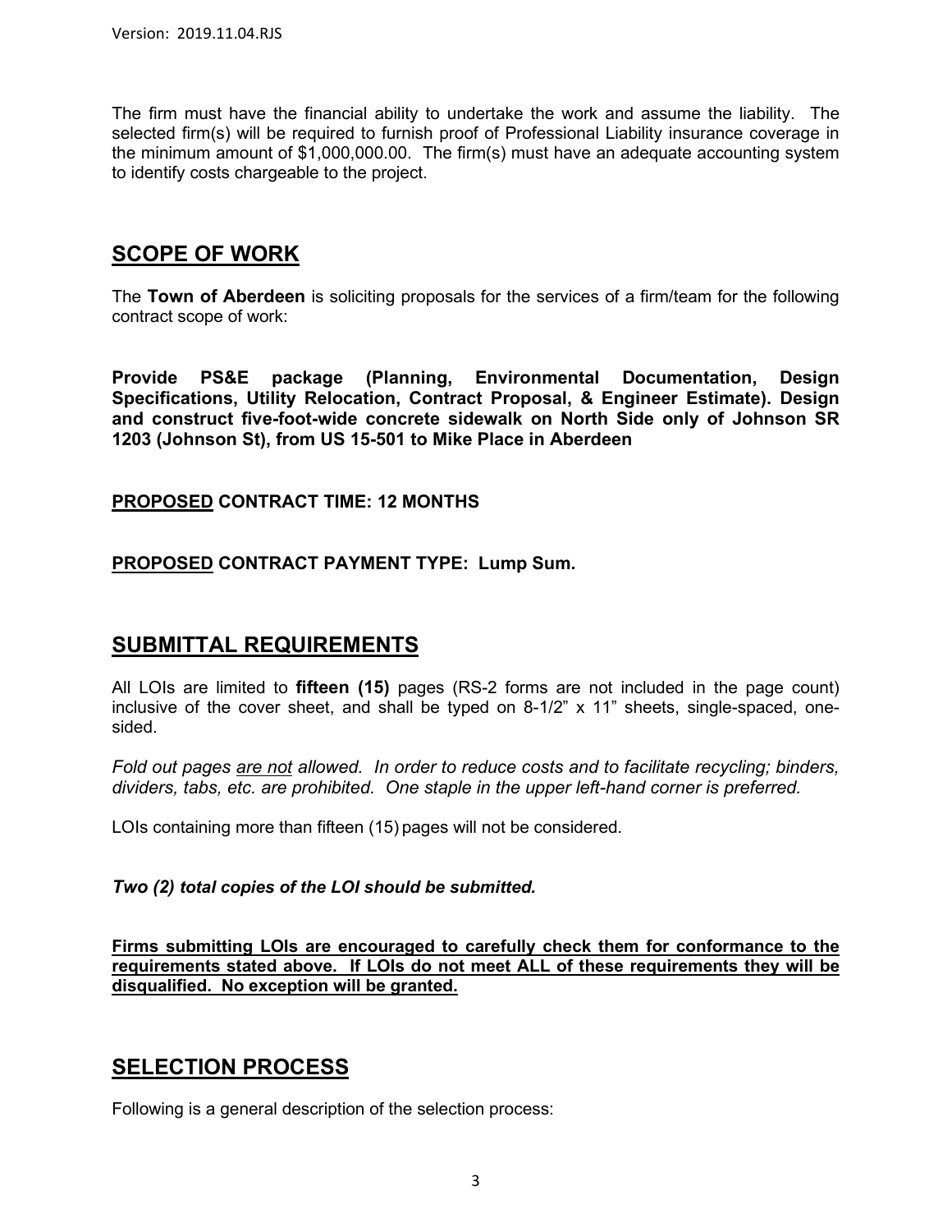The firm must have the financial ability to undertake the work and assume the liability. The selected firm(s) will be required to furnish proof of Professional Liability insurance coverage in the minimum amount of $1,000,000.00. The firm(s) must have an adequate accounting system to identify costs chargeable to the project.

## SCOPE OF WORK

The **Town of Aberdeen** is soliciting proposals for the services of a firm/team for the following contract scope of work:

**Provide PS&E package (Planning, Environmental Documentation, Design Specifications, Utility Relocation, Contract Proposal, & Engineer Estimate). Design and construct five-foot-wide concrete sidewalk on North Side only of Johnson SR 1203 (Johnson St), from US 15-501 to Mike Place in Aberdeen**

**PROPOSED CONTRACT TIME: 12 MONTHS**

**PROPOSED CONTRACT PAYMENT TYPE: Lump Sum.**

## SUBMITTAL REQUIREMENTS

All LOIs are limited to **fifteen (15)** pages (RS-2 forms are not included in the page count) inclusive of the cover sheet, and shall be typed on 8-1/2" x 11" sheets, single-spaced, one-sided.

*Fold out pages are not allowed. In order to reduce costs and to facilitate recycling; binders, dividers, tabs, etc. are prohibited. One staple in the upper left-hand corner is preferred.*

LOIs containing more than fifteen (15) pages will not be considered.

***Two (2) total copies of the LOI should be submitted.***

**Firms submitting LOIs are encouraged to carefully check them for conformance to the requirements stated above. If LOIs do not meet ALL of these requirements they will be disqualified. No exception will be granted.**

## SELECTION PROCESS

Following is a general description of the selection process: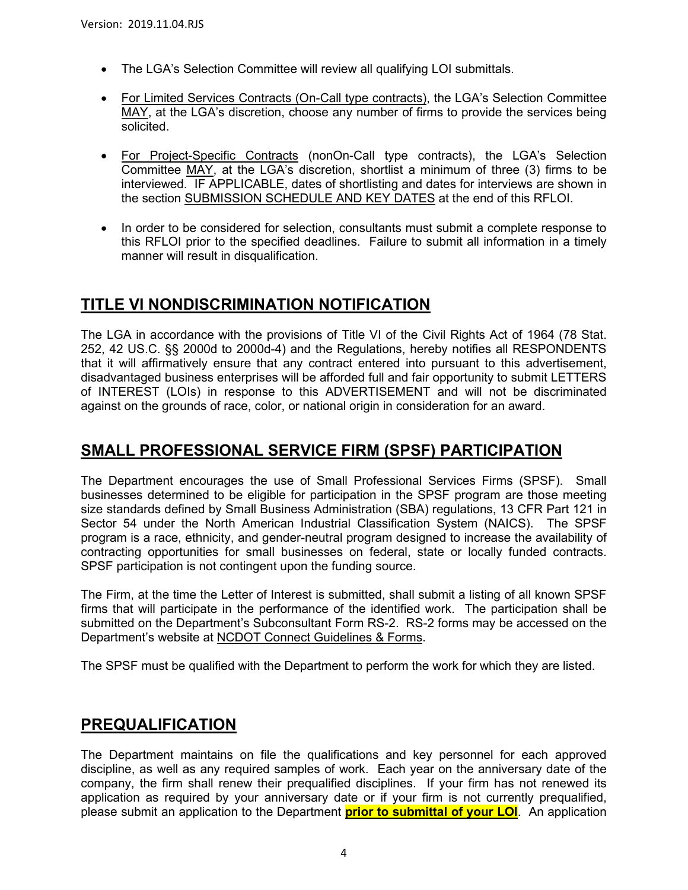- The LGA's Selection Committee will review all qualifying LOI submittals.

- For Limited Services Contracts (On-Call type contracts), the LGA's Selection Committee MAY, at the LGA's discretion, choose any number of firms to provide the services being solicited.

- For Project-Specific Contracts (nonOn-Call type contracts), the LGA's Selection Committee MAY, at the LGA's discretion, shortlist a minimum of three (3) firms to be interviewed. IF APPLICABLE, dates of shortlisting and dates for interviews are shown in the section SUBMISSION SCHEDULE AND KEY DATES at the end of this RFLOI.

- In order to be considered for selection, consultants must submit a complete response to this RFLOI prior to the specified deadlines. Failure to submit all information in a timely manner will result in disqualification.

## TITLE VI NONDISCRIMINATION NOTIFICATION

The LGA in accordance with the provisions of Title VI of the Civil Rights Act of 1964 (78 Stat. 252, 42 US.C. §§ 2000d to 2000d-4) and the Regulations, hereby notifies all RESPONDENTS that it will affirmatively ensure that any contract entered into pursuant to this advertisement, disadvantaged business enterprises will be afforded full and fair opportunity to submit LETTERS of INTEREST (LOIs) in response to this ADVERTISEMENT and will not be discriminated against on the grounds of race, color, or national origin in consideration for an award.

## SMALL PROFESSIONAL SERVICE FIRM (SPSF) PARTICIPATION

The Department encourages the use of Small Professional Services Firms (SPSF). Small businesses determined to be eligible for participation in the SPSF program are those meeting size standards defined by Small Business Administration (SBA) regulations, 13 CFR Part 121 in Sector 54 under the North American Industrial Classification System (NAICS). The SPSF program is a race, ethnicity, and gender-neutral program designed to increase the availability of contracting opportunities for small businesses on federal, state or locally funded contracts. SPSF participation is not contingent upon the funding source.

The Firm, at the time the Letter of Interest is submitted, shall submit a listing of all known SPSF firms that will participate in the performance of the identified work. The participation shall be submitted on the Department's Subconsultant Form RS-2. RS-2 forms may be accessed on the Department's website at NCDOT Connect Guidelines & Forms.

The SPSF must be qualified with the Department to perform the work for which they are listed.

## PREQUALIFICATION

The Department maintains on file the qualifications and key personnel for each approved discipline, as well as any required samples of work. Each year on the anniversary date of the company, the firm shall renew their prequalified disciplines. If your firm has not renewed its application as required by your anniversary date or if your firm is not currently prequalified, please submit an application to the Department **prior to submittal of your LOI**. An application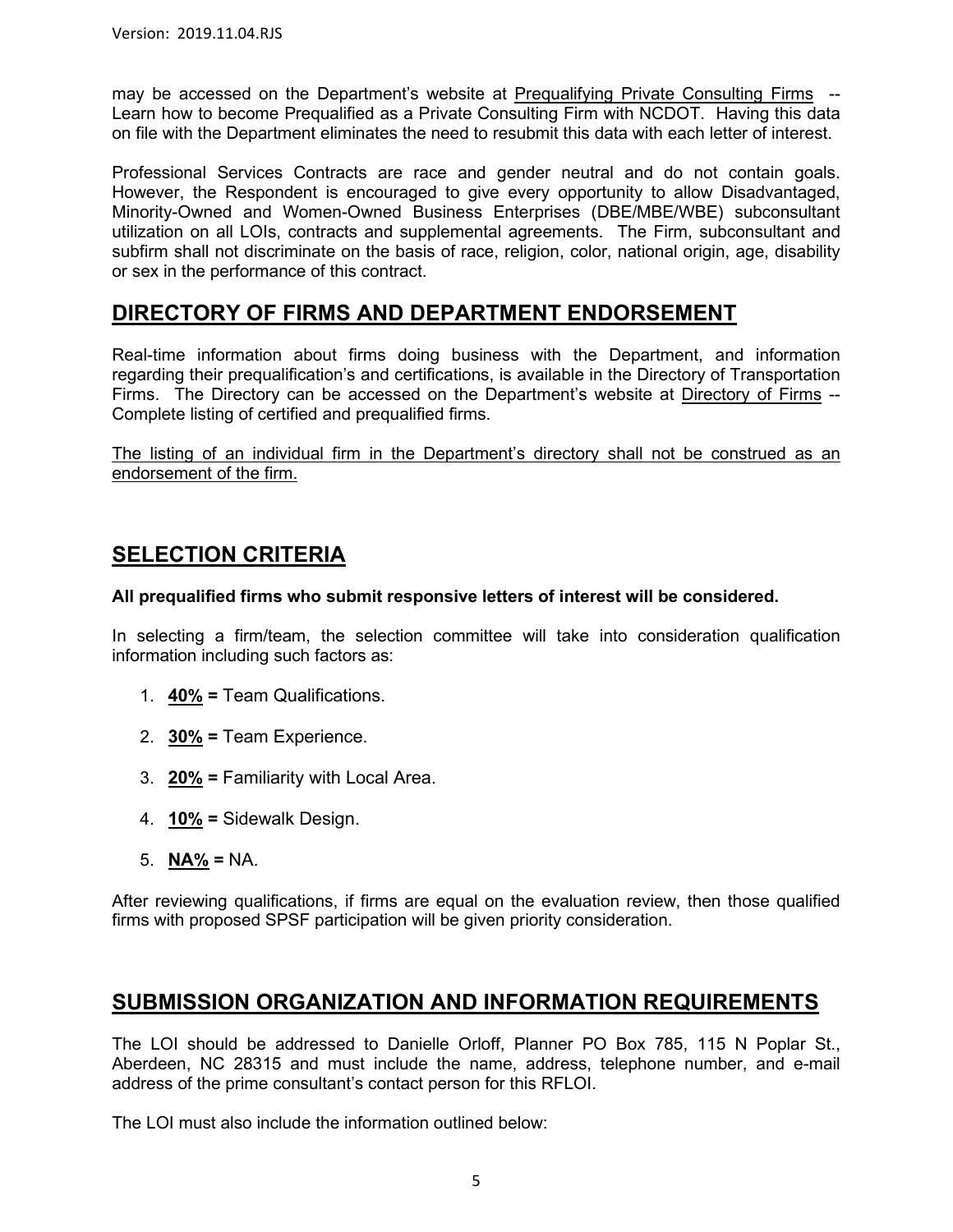may be accessed on the Department's website at Prequalifying Private Consulting Firms -- Learn how to become Prequalified as a Private Consulting Firm with NCDOT. Having this data on file with the Department eliminates the need to resubmit this data with each letter of interest.

Professional Services Contracts are race and gender neutral and do not contain goals. However, the Respondent is encouraged to give every opportunity to allow Disadvantaged, Minority-Owned and Women-Owned Business Enterprises (DBE/MBE/WBE) subconsultant utilization on all LOIs, contracts and supplemental agreements. The Firm, subconsultant and subfirm shall not discriminate on the basis of race, religion, color, national origin, age, disability or sex in the performance of this contract.

## DIRECTORY OF FIRMS AND DEPARTMENT ENDORSEMENT

Real-time information about firms doing business with the Department, and information regarding their prequalification's and certifications, is available in the Directory of Transportation Firms. The Directory can be accessed on the Department's website at Directory of Firms -- Complete listing of certified and prequalified firms.

The listing of an individual firm in the Department's directory shall not be construed as an endorsement of the firm.

## SELECTION CRITERIA

**All prequalified firms who submit responsive letters of interest will be considered.**

In selecting a firm/team, the selection committee will take into consideration qualification information including such factors as:

1. **40% =** Team Qualifications.
2. **30% =** Team Experience.
3. **20% =** Familiarity with Local Area.
4. **10% =** Sidewalk Design.
5. **NA% =** NA.

After reviewing qualifications, if firms are equal on the evaluation review, then those qualified firms with proposed SPSF participation will be given priority consideration.

## SUBMISSION ORGANIZATION AND INFORMATION REQUIREMENTS

The LOI should be addressed to Danielle Orloff, Planner PO Box 785, 115 N Poplar St., Aberdeen, NC 28315 and must include the name, address, telephone number, and e-mail address of the prime consultant's contact person for this RFLOI.

The LOI must also include the information outlined below: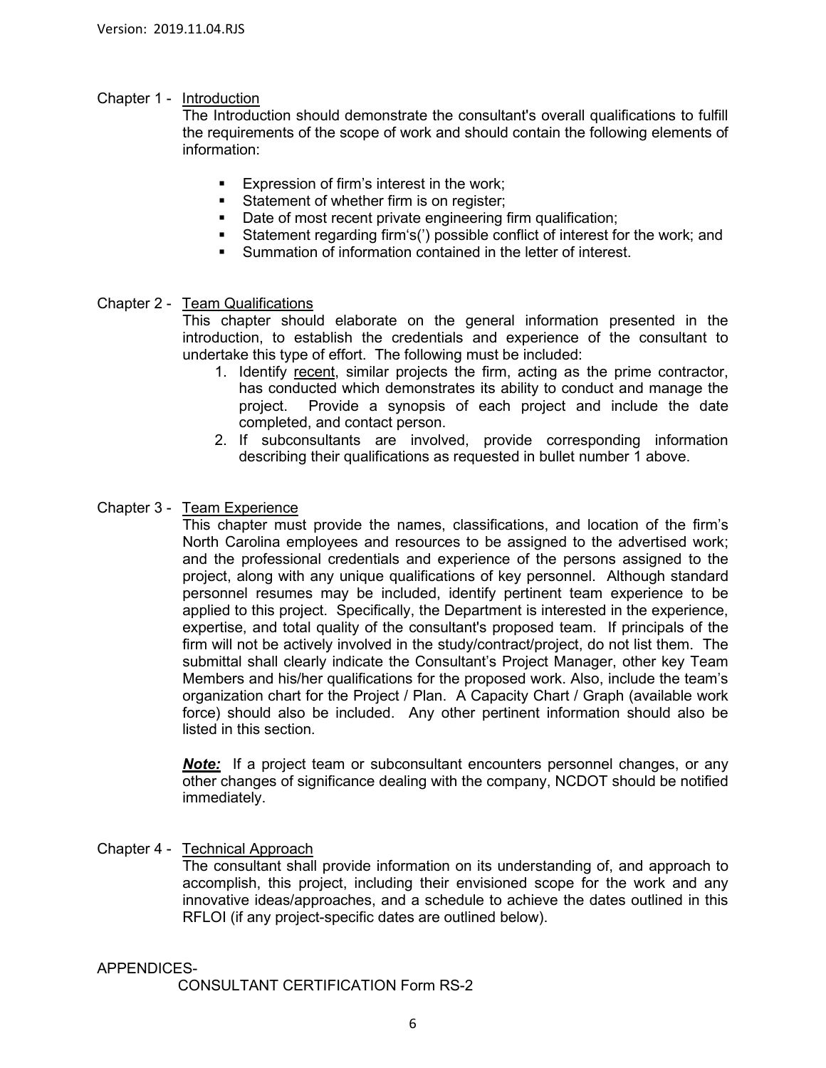## Chapter 1 - Introduction

The Introduction should demonstrate the consultant's overall qualifications to fulfill the requirements of the scope of work and should contain the following elements of information:

- Expression of firm's interest in the work;
- Statement of whether firm is on register;
- Date of most recent private engineering firm qualification;
- Statement regarding firm's(') possible conflict of interest for the work; and
- Summation of information contained in the letter of interest.

## Chapter 2 - Team Qualifications

This chapter should elaborate on the general information presented in the introduction, to establish the credentials and experience of the consultant to undertake this type of effort. The following must be included:

1. Identify recent, similar projects the firm, acting as the prime contractor, has conducted which demonstrates its ability to conduct and manage the project. Provide a synopsis of each project and include the date completed, and contact person.
2. If subconsultants are involved, provide corresponding information describing their qualifications as requested in bullet number 1 above.

## Chapter 3 - Team Experience

This chapter must provide the names, classifications, and location of the firm's North Carolina employees and resources to be assigned to the advertised work; and the professional credentials and experience of the persons assigned to the project, along with any unique qualifications of key personnel. Although standard personnel resumes may be included, identify pertinent team experience to be applied to this project. Specifically, the Department is interested in the experience, expertise, and total quality of the consultant's proposed team. If principals of the firm will not be actively involved in the study/contract/project, do not list them. The submittal shall clearly indicate the Consultant's Project Manager, other key Team Members and his/her qualifications for the proposed work. Also, include the team's organization chart for the Project / Plan. A Capacity Chart / Graph (available work force) should also be included. Any other pertinent information should also be listed in this section.

***Note:*** If a project team or subconsultant encounters personnel changes, or any other changes of significance dealing with the company, NCDOT should be notified immediately.

## Chapter 4 - Technical Approach

The consultant shall provide information on its understanding of, and approach to accomplish, this project, including their envisioned scope for the work and any innovative ideas/approaches, and a schedule to achieve the dates outlined in this RFLOI (if any project-specific dates are outlined below).

APPENDICES-

CONSULTANT CERTIFICATION Form RS-2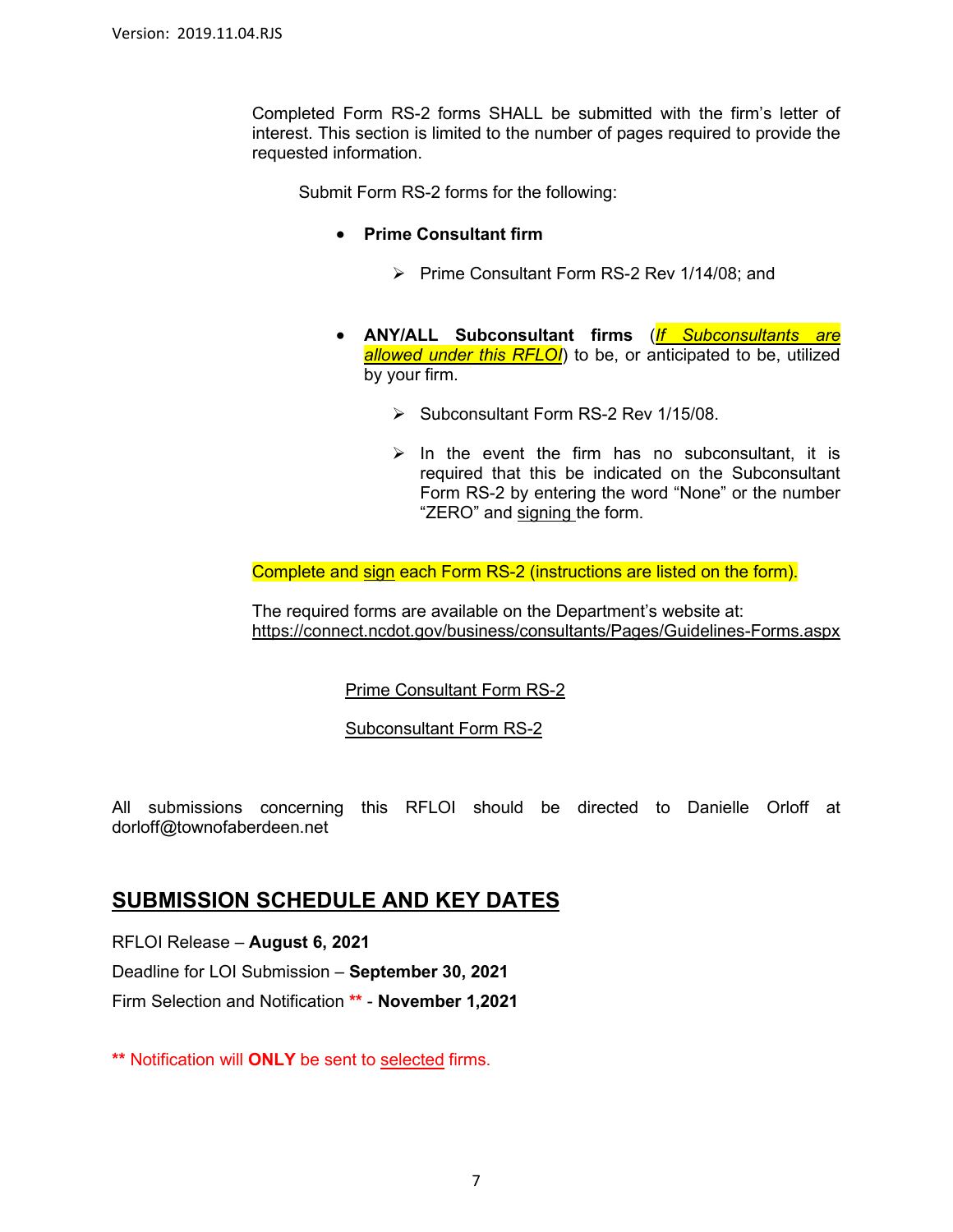Completed Form RS-2 forms SHALL be submitted with the firm's letter of interest. This section is limited to the number of pages required to provide the requested information.

Submit Form RS-2 forms for the following:

- **Prime Consultant firm**
  - Prime Consultant Form RS-2 Rev 1/14/08; and

- **ANY/ALL Subconsultant firms** (*If Subconsultants are allowed under this RFLOI*) to be, or anticipated to be, utilized by your firm.
  - Subconsultant Form RS-2 Rev 1/15/08.
  - In the event the firm has no subconsultant, it is required that this be indicated on the Subconsultant Form RS-2 by entering the word "None" or the number "ZERO" and signing the form.

Complete and sign each Form RS-2 (instructions are listed on the form).

The required forms are available on the Department's website at:
https://connect.ncdot.gov/business/consultants/Pages/Guidelines-Forms.aspx

Prime Consultant Form RS-2

Subconsultant Form RS-2

All submissions concerning this RFLOI should be directed to Danielle Orloff at dorloff@townofaberdeen.net

## SUBMISSION SCHEDULE AND KEY DATES

RFLOI Release – **August 6, 2021**

Deadline for LOI Submission – **September 30, 2021**

Firm Selection and Notification ** - **November 1,2021**

** Notification will **ONLY** be sent to selected firms.